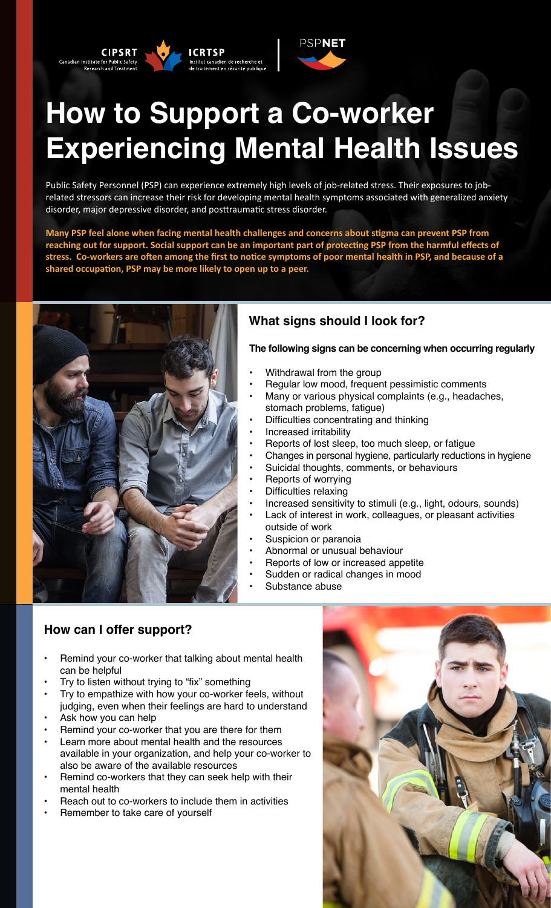CIPSRT Canadian Institute for Public Safety Research and Treatment | ICRTSP Institut canadien de recherche et de traitement en sécurité publique | PSPNET

# How to Support a Co-worker Experiencing Mental Health Issues

Public Safety Personnel (PSP) can experience extremely high levels of job-related stress. Their exposures to job-related stressors can increase their risk for developing mental health symptoms associated with generalized anxiety disorder, major depressive disorder, and posttraumatic stress disorder.

**Many PSP feel alone when facing mental health challenges and concerns about stigma can prevent PSP from reaching out for support. Social support can be an important part of protecting PSP from the harmful effects of stress. Co-workers are often among the first to notice symptoms of poor mental health in PSP, and because of a shared occupation, PSP may be more likely to open up to a peer.**

## What signs should I look for?

**The following signs can be concerning when occurring regularly**

- Withdrawal from the group
- Regular low mood, frequent pessimistic comments
- Many or various physical complaints (e.g., headaches, stomach problems, fatigue)
- Difficulties concentrating and thinking
- Increased irritability
- Reports of lost sleep, too much sleep, or fatigue
- Changes in personal hygiene, particularly reductions in hygiene
- Suicidal thoughts, comments, or behaviours
- Reports of worrying
- Difficulties relaxing
- Increased sensitivity to stimuli (e.g., light, odours, sounds)
- Lack of interest in work, colleagues, or pleasant activities outside of work
- Suspicion or paranoia
- Abnormal or unusual behaviour
- Reports of low or increased appetite
- Sudden or radical changes in mood
- Substance abuse

## How can I offer support?

- Remind your co-worker that talking about mental health can be helpful
- Try to listen without trying to "fix" something
- Try to empathize with how your co-worker feels, without judging, even when their feelings are hard to understand
- Ask how you can help
- Remind your co-worker that you are there for them
- Learn more about mental health and the resources available in your organization, and help your co-worker to also be aware of the available resources
- Remind co-workers that they can seek help with their mental health
- Reach out to co-workers to include them in activities
- Remember to take care of yourself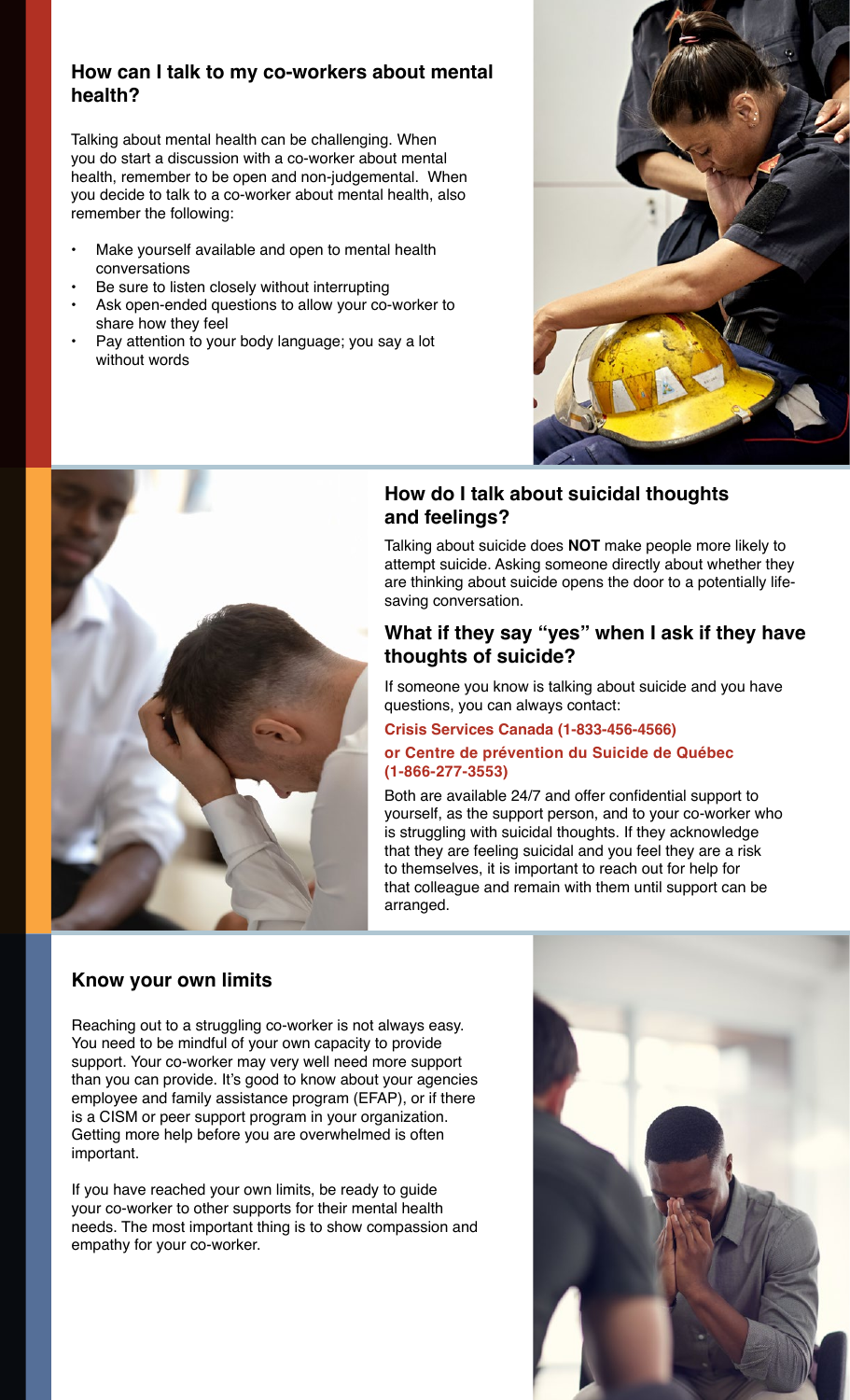## How can I talk to my co-workers about mental health?

Talking about mental health can be challenging. When you do start a discussion with a co-worker about mental health, remember to be open and non-judgemental. When you decide to talk to a co-worker about mental health, also remember the following:

- Make yourself available and open to mental health conversations
- Be sure to listen closely without interrupting
- Ask open-ended questions to allow your co-worker to share how they feel
- Pay attention to your body language; you say a lot without words

## How do I talk about suicidal thoughts and feelings?

Talking about suicide does **NOT** make people more likely to attempt suicide. Asking someone directly about whether they are thinking about suicide opens the door to a potentially life-saving conversation.

## What if they say "yes" when I ask if they have thoughts of suicide?

If someone you know is talking about suicide and you have questions, you can always contact:

**Crisis Services Canada (1-833-456-4566)**

**or Centre de prévention du Suicide de Québec (1-866-277-3553)**

Both are available 24/7 and offer confidential support to yourself, as the support person, and to your co-worker who is struggling with suicidal thoughts. If they acknowledge that they are feeling suicidal and you feel they are a risk to themselves, it is important to reach out for help for that colleague and remain with them until support can be arranged.

## Know your own limits

Reaching out to a struggling co-worker is not always easy. You need to be mindful of your own capacity to provide support. Your co-worker may very well need more support than you can provide. It's good to know about your agencies employee and family assistance program (EFAP), or if there is a CISM or peer support program in your organization. Getting more help before you are overwhelmed is often important.

If you have reached your own limits, be ready to guide your co-worker to other supports for their mental health needs. The most important thing is to show compassion and empathy for your co-worker.